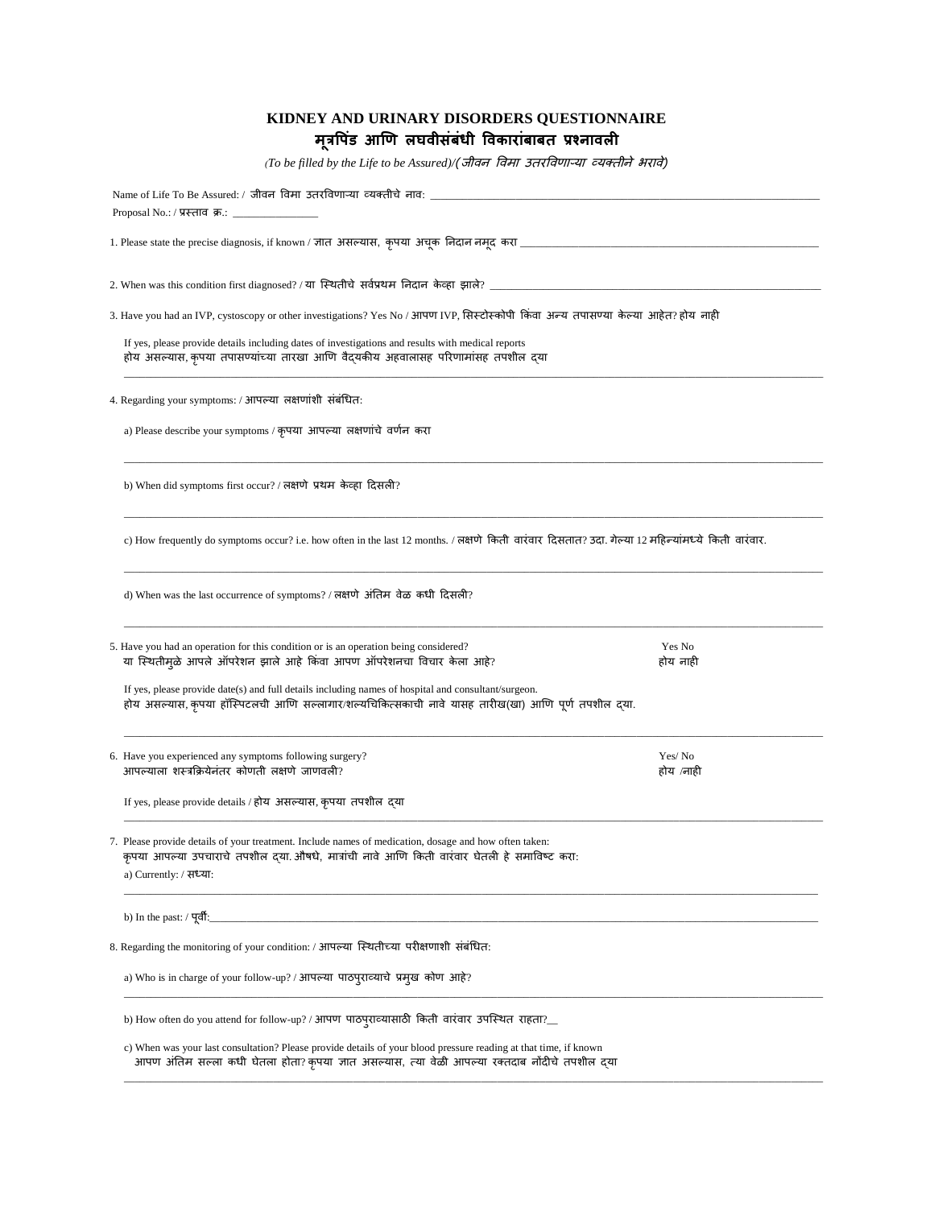# KIDNEY AND URINARY DISORDERS QUESTIONNAIRE

## मूत्रपिंड आणि लघवीसंबंधी विकारांबाबत प्रश्नावली

*(To be filled by the Life to be Assured)/(जीवन विमा उतरविणाऱ्या व्यक्तीने भरावे)*

Name of Life To Be Assured: / जीवन विमा उतरविणाऱ्या व्यक्तीचे नाव: ____________________________________________

Proposal No.: / प्रस्ताव क्र.: ________________

1. Please state the precise diagnosis, if known / ज्ञात असल्यास, कृपया अचूक निदान नमूद करा ____________________________________________

2. When was this condition first diagnosed? / या स्थितीचे सर्वप्रथम निदान केव्हा झाले? ____________________________________________

3. Have you had an IVP, cystoscopy or other investigations? Yes No / आपण IVP, सिस्टोस्कोपी किंवा अन्य तपासण्या केल्या आहेत? होय नाही

   If yes, please provide details including dates of investigations and results with medical reports
   होय असल्यास, कृपया तपासण्यांच्या तारखा आणि वैद्यकीय अहवालासह परिणामांसह तपशील द्या
   ____________________________________________

4. Regarding your symptoms: / आपल्या लक्षणांशी संबंधित:

   a) Please describe your symptoms / कृपया आपल्या लक्षणांचे वर्णन करा
   ____________________________________________

   b) When did symptoms first occur? / लक्षणे प्रथम केव्हा दिसली?
   ____________________________________________

   c) How frequently do symptoms occur? i.e. how often in the last 12 months. / लक्षणे किती वारंवार दिसतात? उदा. गेल्या 12 महिन्यांमध्ये किती वारंवार.
   ____________________________________________

   d) When was the last occurrence of symptoms? / लक्षणे अंतिम वेळ कधी दिसली?
   ____________________________________________

5. Have you had an operation for this condition or is an operation being considered? Yes No
   या स्थितीमुळे आपले ऑपरेशन झाले आहे किंवा आपण ऑपरेशनचा विचार केला आहे? होय नाही

   If yes, please provide date(s) and full details including names of hospital and consultant/surgeon.
   होय असल्यास, कृपया हॉस्पिटलची आणि सल्लागार/शल्यचिकित्सकाची नावे यासह तारीख(खा) आणि पूर्ण तपशील द्या.
   ____________________________________________

6. Have you experienced any symptoms following surgery? Yes/ No
   आपल्याला शस्त्रक्रियेनंतर कोणती लक्षणे जाणवली? होय /नाही

   If yes, please provide details / होय असल्यास, कृपया तपशील द्या
   ____________________________________________

7. Please provide details of your treatment. Include names of medication, dosage and how often taken:
   कृपया आपल्या उपचाराचे तपशील द्या. औषधे, मात्रांची नावे आणि किती वारंवार घेतली हे समाविष्ट करा:

   a) Currently: / सध्या:
   ____________________________________________

   b) In the past: / पूर्वी:____________________________________________

8. Regarding the monitoring of your condition: / आपल्या स्थितीच्या परीक्षणाशी संबंधित:

   a) Who is in charge of your follow-up? / आपल्या पाठपुराव्याचे प्रमुख कोण आहे?
   ____________________________________________

   b) How often do you attend for follow-up? / आपण पाठपुराव्यासाठी किती वारंवार उपस्थित राहता?__

   c) When was your last consultation? Please provide details of your blood pressure reading at that time, if known
   आपण अंतिम सल्ला कधी घेतला होता? कृपया ज्ञात असल्यास, त्या वेळी आपल्या रक्तदाब नोंदीचे तपशील द्या
   ____________________________________________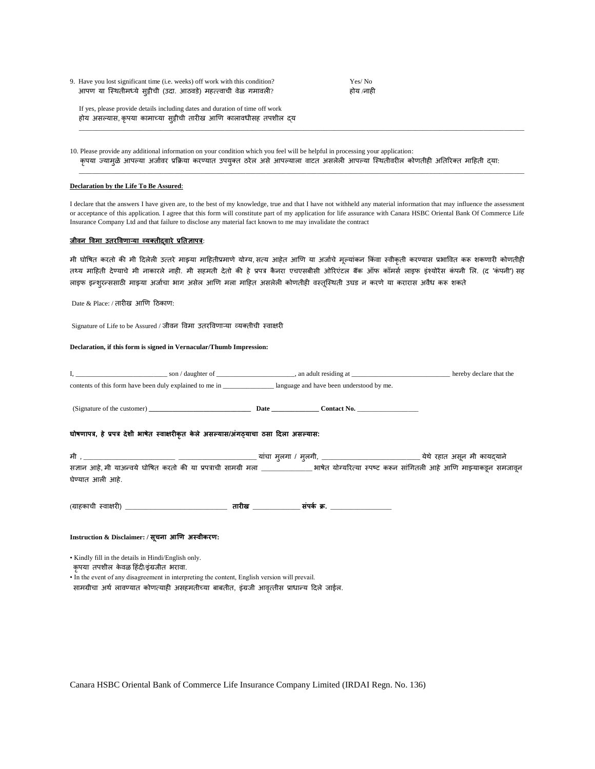9. Have you lost significant time (i.e. weeks) off work with this condition? Yes/ No
   आपण या स्थितीमध्ये सुट्टीची (उदा. आठवडे) महत्त्वाची वेळ गमावली? होय /नाही

   If yes, please provide details including dates and duration of time off work
   होय असल्यास, कृपया कामाच्या सुट्टीची तारीख आणि कालावधीसह तपशील द्य

   ___________________________________________________________________________________________

10. Please provide any additional information on your condition which you feel will be helpful in processing your application:
    कृपया ज्यामुळे आपल्या अर्जावर प्रक्रिया करण्यात उपयुक्त ठरेल असे आपल्याला वाटत असलेली आपल्या स्थितीवरील कोणतीही अतिरिक्त माहिती द्या:

    ___________________________________________________________________________________________

**Declaration by the Life To Be Assured**:

I declare that the answers I have given are, to the best of my knowledge, true and that I have not withheld any material information that may influence the assessment or acceptance of this application. I agree that this form will constitute part of my application for life assurance with Canara HSBC Oriental Bank Of Commerce Life Insurance Company Ltd and that failure to disclose any material fact known to me may invalidate the contract

**जीवन विमा उतरविणाऱ्या व्यक्तीद्वारे प्रतिज्ञापत्र**:

मी घोषित करतो की मी दिलेली उत्तरे माझ्या माहितीप्रमाणे योग्य, सत्य आहेत आणि या अर्जाचे मूल्यांकन किंवा स्वीकृती करण्यास प्रभावित करू शकणारी कोणतीही तथ्य माहिती देण्याचे मी नाकारले नाही. मी सहमती देतो की हे प्रपत्र कॅनरा एचएसबीसी ओरिएंटल बँक ऑफ कॉमर्स लाइफ इंश्योरेंस कंपनी लि. (द 'कंपनी') सह लाइफ इन्शुरन्ससाठी माझ्या अर्जाचा भाग असेल आणि मला माहित असलेली कोणतीही वस्तूस्थिती उघड न करणे या करारास अवैध करू शकते

Date & Place: / तारीख आणि ठिकाण:

Signature of Life to be Assured / जीवन विमा उतरविणाऱ्या व्यक्तीची स्वाक्षरी

**Declaration, if this form is signed in Vernacular/Thumb Impression:**

I, __________________________ son / daughter of ______________________, an adult residing at _____________________________ hereby declare that the contents of this form have been duly explained to me in _______________ language and have been understood by me.

(Signature of the customer) ______________________________ **Date** ______________ **Contact No.** __________________

**घोषणापत्र, हे प्रपत्र देशी भाषेत स्वाक्षरीकृत केले असल्यास/अंगठ्याचा ठसा दिला असल्यास:**

मी , __________________________ ______________________ यांचा मुलगा / मुलगी, ___________________________ येथे रहात असून मी कायद्याने सज्ञान आहे, मी याअन्वये घोषित करतो की या प्रपत्राची सामग्री मला ______________ भाषेत योग्यरित्या स्पष्ट करून सांगितली आहे आणि माझ्याकडून समजावून घेण्यात आली आहे.

(ग्राहकाची स्वाक्षरी) _____________________________ **तारीख** ______________ **संपर्क क्र.** _________________

**Instruction & Disclaimer: / सूचना आणि अस्वीकरण:**

- Kindly fill in the details in Hindi/English only.
  कृपया तपशील केवळ हिंदी/इंग्रजीत भरावा.
- In the event of any disagreement in interpreting the content, English version will prevail.
  सामग्रीचा अर्थ लावण्यात कोणत्याही असहमतीच्या बाबतीत, इंग्रजी आवृत्तीस प्राधान्य दिले जाईल.

Canara HSBC Oriental Bank of Commerce Life Insurance Company Limited (IRDAI Regn. No. 136)